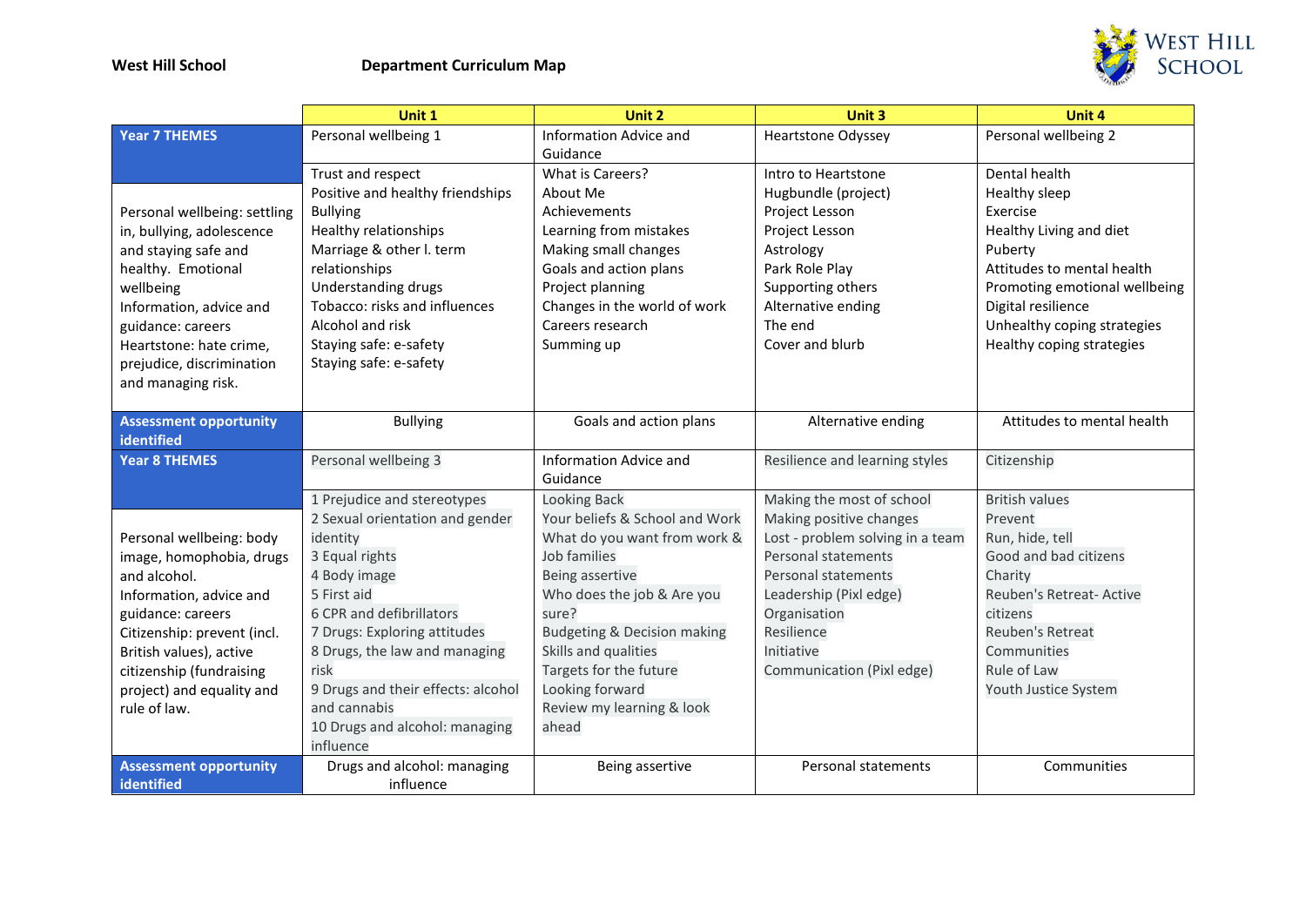West Hill School    **Department Curriculum Map**

WEST HILL SCHOOL

| | Unit 1 | Unit 2 | Unit 3 | Unit 4 |
|---|---|---|---|---|
| **Year 7 THEMES** | Personal wellbeing 1 | Information Advice and Guidance | Heartstone Odyssey | Personal wellbeing 2 |
| Personal wellbeing: settling in, bullying, adolescence and staying safe and healthy. Emotional wellbeing<br>Information, advice and guidance: careers<br>Heartstone: hate crime, prejudice, discrimination and managing risk. | Trust and respect<br>Positive and healthy friendships<br>Bullying<br>Healthy relationships<br>Marriage & other l. term relationships<br>Understanding drugs<br>Tobacco: risks and influences<br>Alcohol and risk<br>Staying safe: e-safety<br>Staying safe: e-safety | What is Careers?<br>About Me<br>Achievements<br>Learning from mistakes<br>Making small changes<br>Goals and action plans<br>Project planning<br>Changes in the world of work<br>Careers research<br>Summing up | Intro to Heartstone<br>Hugbundle (project)<br>Project Lesson<br>Project Lesson<br>Astrology<br>Park Role Play<br>Supporting others<br>Alternative ending<br>The end<br>Cover and blurb | Dental health<br>Healthy sleep<br>Exercise<br>Healthy Living and diet<br>Puberty<br>Attitudes to mental health<br>Promoting emotional wellbeing<br>Digital resilience<br>Unhealthy coping strategies<br>Healthy coping strategies |
| **Assessment opportunity identified** | Bullying | Goals and action plans | Alternative ending | Attitudes to mental health |
| **Year 8 THEMES** | Personal wellbeing 3 | Information Advice and Guidance | Resilience and learning styles | Citizenship |
| Personal wellbeing: body image, homophobia, drugs and alcohol.<br>Information, advice and guidance: careers<br>Citizenship: prevent (incl. British values), active citizenship (fundraising project) and equality and rule of law. | 1 Prejudice and stereotypes<br>2 Sexual orientation and gender identity<br>3 Equal rights<br>4 Body image<br>5 First aid<br>6 CPR and defibrillators<br>7 Drugs: Exploring attitudes<br>8 Drugs, the law and managing risk<br>9 Drugs and their effects: alcohol and cannabis<br>10 Drugs and alcohol: managing influence | Looking Back<br>Your beliefs & School and Work<br>What do you want from work & Job families<br>Being assertive<br>Who does the job & Are you sure?<br>Budgeting & Decision making<br>Skills and qualities<br>Targets for the future<br>Looking forward<br>Review my learning & look ahead | Making the most of school<br>Making positive changes<br>Lost - problem solving in a team<br>Personal statements<br>Personal statements<br>Leadership (Pixl edge)<br>Organisation<br>Resilience<br>Initiative<br>Communication (Pixl edge) | British values<br>Prevent<br>Run, hide, tell<br>Good and bad citizens<br>Charity<br>Reuben's Retreat- Active citizens<br>Reuben's Retreat<br>Communities<br>Rule of Law<br>Youth Justice System |
| **Assessment opportunity identified** | Drugs and alcohol: managing influence | Being assertive | Personal statements | Communities |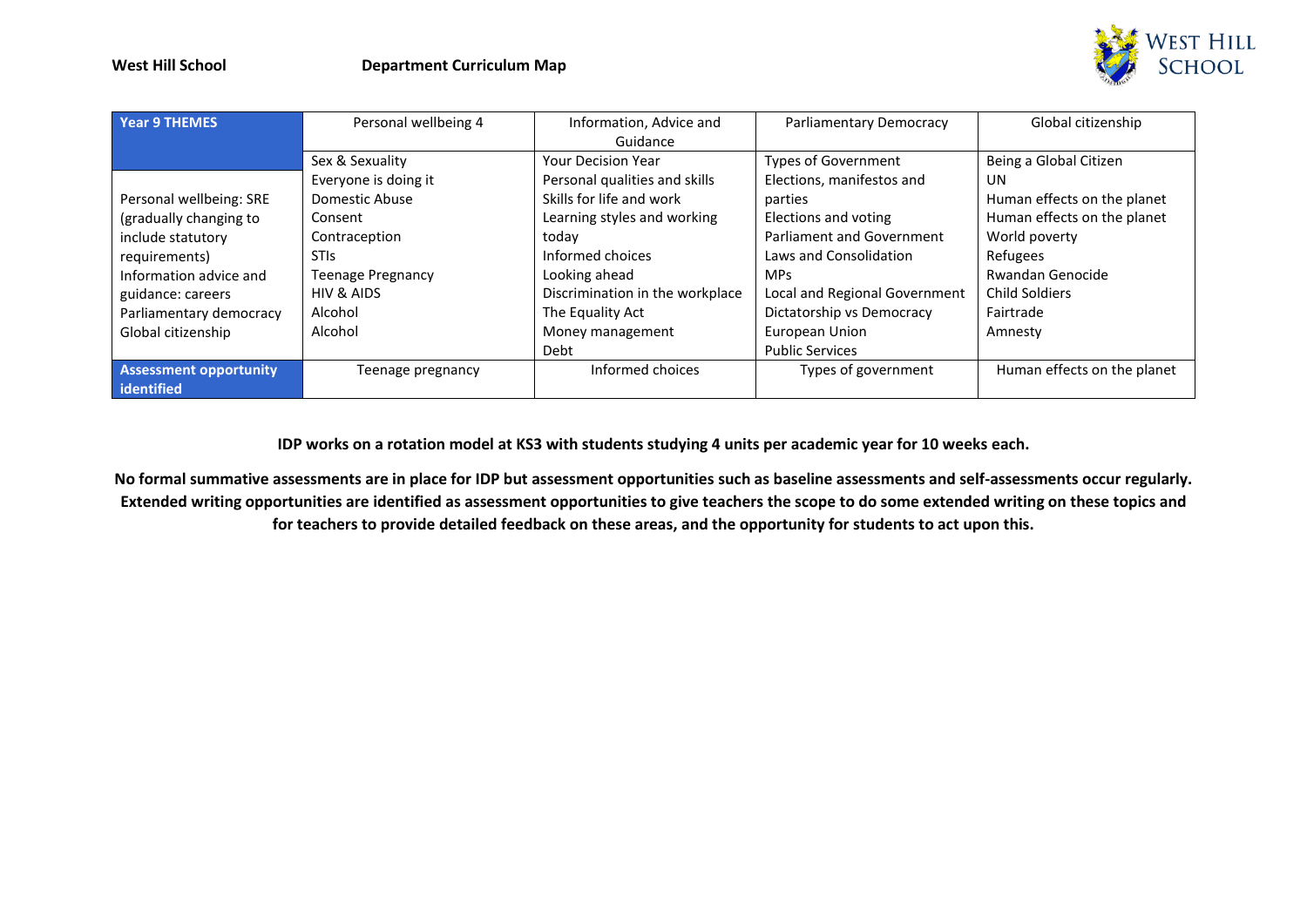**West Hill School** **Department Curriculum Map**

| **Year 9 THEMES** | Personal wellbeing 4 | Information, Advice and Guidance | Parliamentary Democracy | Global citizenship |
|---|---|---|---|---|
| Personal wellbeing: SRE (gradually changing to include statutory requirements)<br>Information advice and guidance: careers<br>Parliamentary democracy<br>Global citizenship | Sex & Sexuality<br>Everyone is doing it<br>Domestic Abuse<br>Consent<br>Contraception<br>STIs<br>Teenage Pregnancy<br>HIV & AIDS<br>Alcohol<br>Alcohol | Your Decision Year<br>Personal qualities and skills<br>Skills for life and work<br>Learning styles and working today<br>Informed choices<br>Looking ahead<br>Discrimination in the workplace<br>The Equality Act<br>Money management<br>Debt | Types of Government<br>Elections, manifestos and parties<br>Elections and voting<br>Parliament and Government<br>Laws and Consolidation<br>MPs<br>Local and Regional Government<br>Dictatorship vs Democracy<br>European Union<br>Public Services | Being a Global Citizen<br>UN<br>Human effects on the planet<br>Human effects on the planet<br>World poverty<br>Refugees<br>Rwandan Genocide<br>Child Soldiers<br>Fairtrade<br>Amnesty |
| **Assessment opportunity identified** | Teenage pregnancy | Informed choices | Types of government | Human effects on the planet |

**IDP works on a rotation model at KS3 with students studying 4 units per academic year for 10 weeks each.**

**No formal summative assessments are in place for IDP but assessment opportunities such as baseline assessments and self-assessments occur regularly. Extended writing opportunities are identified as assessment opportunities to give teachers the scope to do some extended writing on these topics and for teachers to provide detailed feedback on these areas, and the opportunity for students to act upon this.**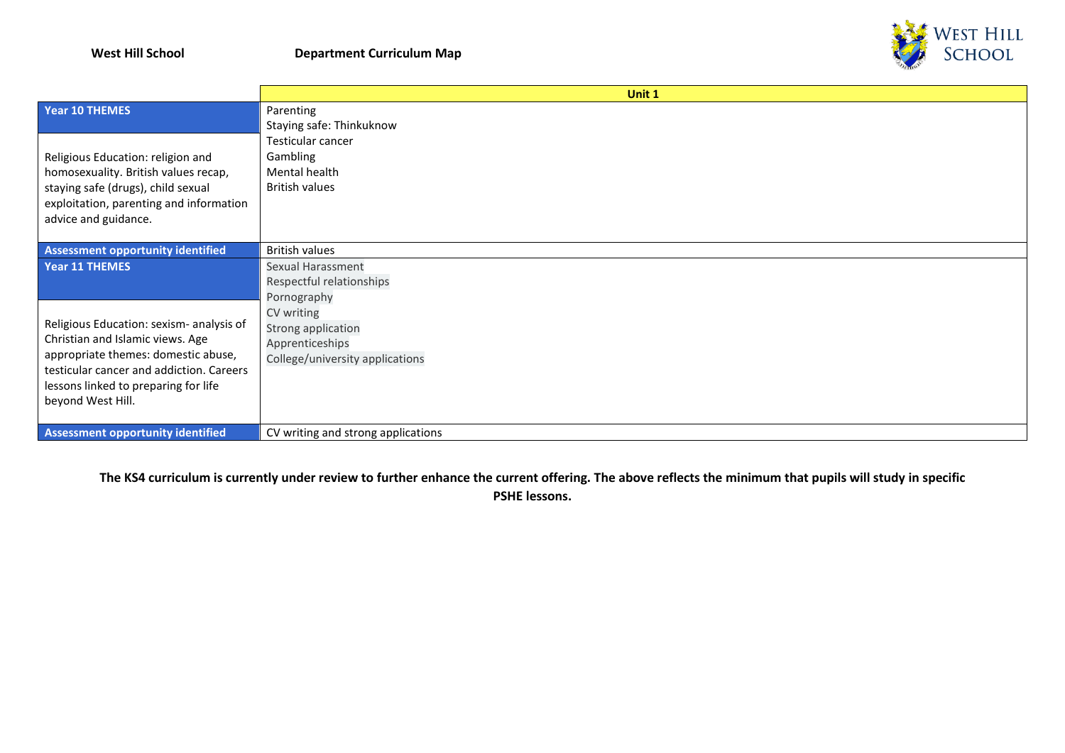**West Hill School** **Department Curriculum Map**

| | Unit 1 |
|---|---|
| **Year 10 THEMES**<br><br>Religious Education: religion and homosexuality. British values recap, staying safe (drugs), child sexual exploitation, parenting and information advice and guidance. | Parenting<br>Staying safe: Thinkuknow<br>Testicular cancer<br>Gambling<br>Mental health<br>British values |
| **Assessment opportunity identified** | British values |
| **Year 11 THEMES**<br><br>Religious Education: sexism- analysis of Christian and Islamic views. Age appropriate themes: domestic abuse, testicular cancer and addiction. Careers lessons linked to preparing for life beyond West Hill. | Sexual Harassment<br>Respectful relationships<br>Pornography<br>CV writing<br>Strong application<br>Apprenticeships<br>College/university applications |
| **Assessment opportunity identified** | CV writing and strong applications |

**The KS4 curriculum is currently under review to further enhance the current offering. The above reflects the minimum that pupils will study in specific PSHE lessons.**